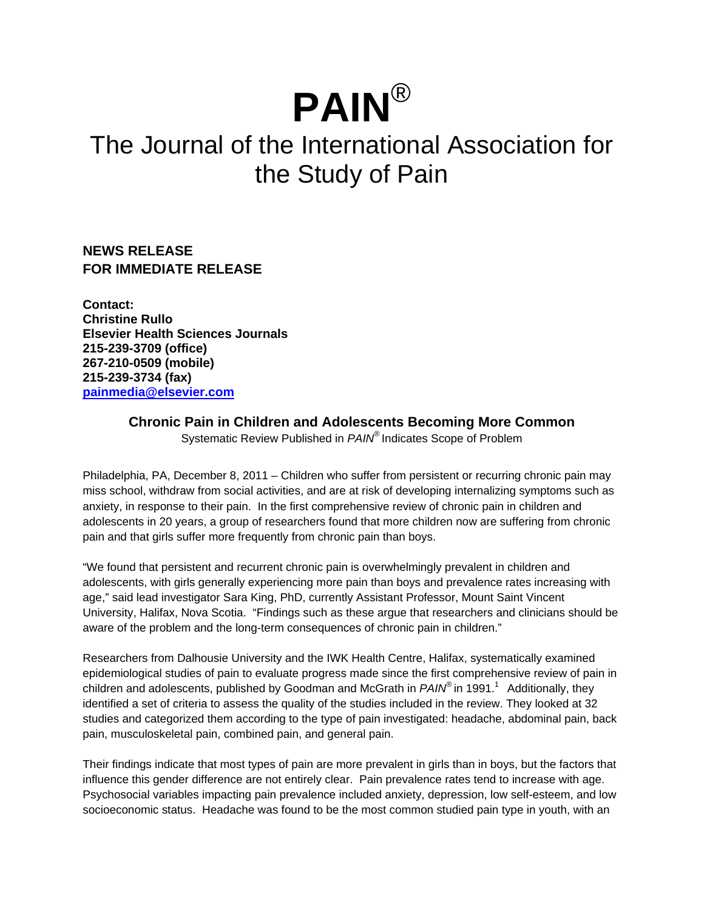# PAIN®

## The Journal of the International Association for the Study of Pain

**NEWS RELEASE**
**FOR IMMEDIATE RELEASE**

**Contact:**
**Christine Rullo**
**Elsevier Health Sciences Journals**
**215-239-3709 (office)**
**267-210-0509 (mobile)**
**215-239-3734 (fax)**
**[painmedia@elsevier.com](mailto:painmedia@elsevier.com)**

### Chronic Pain in Children and Adolescents Becoming More Common

Systematic Review Published in *PAIN*® Indicates Scope of Problem

Philadelphia, PA, December 8, 2011 – Children who suffer from persistent or recurring chronic pain may miss school, withdraw from social activities, and are at risk of developing internalizing symptoms such as anxiety, in response to their pain. In the first comprehensive review of chronic pain in children and adolescents in 20 years, a group of researchers found that more children now are suffering from chronic pain and that girls suffer more frequently from chronic pain than boys.

"We found that persistent and recurrent chronic pain is overwhelmingly prevalent in children and adolescents, with girls generally experiencing more pain than boys and prevalence rates increasing with age," said lead investigator Sara King, PhD, currently Assistant Professor, Mount Saint Vincent University, Halifax, Nova Scotia. "Findings such as these argue that researchers and clinicians should be aware of the problem and the long-term consequences of chronic pain in children."

Researchers from Dalhousie University and the IWK Health Centre, Halifax, systematically examined epidemiological studies of pain to evaluate progress made since the first comprehensive review of pain in children and adolescents, published by Goodman and McGrath in *PAIN*® in 1991.[1] Additionally, they identified a set of criteria to assess the quality of the studies included in the review. They looked at 32 studies and categorized them according to the type of pain investigated: headache, abdominal pain, back pain, musculoskeletal pain, combined pain, and general pain.

Their findings indicate that most types of pain are more prevalent in girls than in boys, but the factors that influence this gender difference are not entirely clear. Pain prevalence rates tend to increase with age. Psychosocial variables impacting pain prevalence included anxiety, depression, low self-esteem, and low socioeconomic status. Headache was found to be the most common studied pain type in youth, with an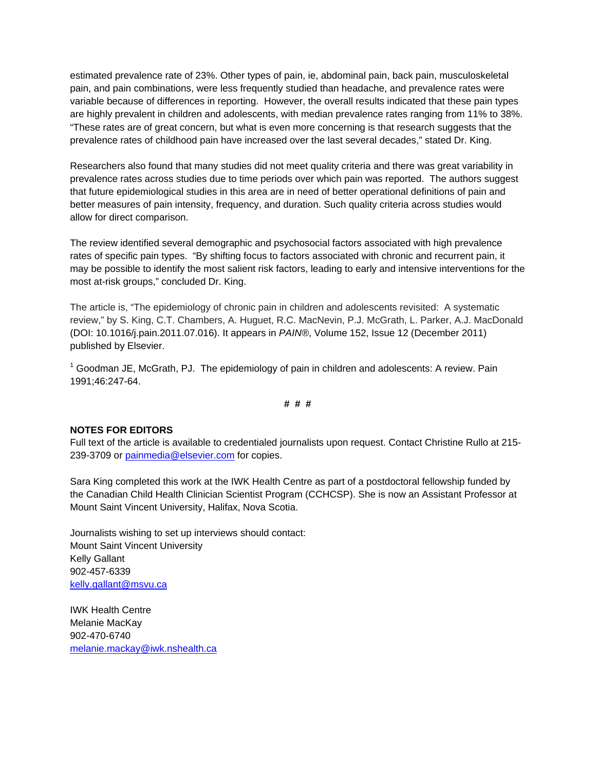estimated prevalence rate of 23%. Other types of pain, ie, abdominal pain, back pain, musculoskeletal pain, and pain combinations, were less frequently studied than headache, and prevalence rates were variable because of differences in reporting. However, the overall results indicated that these pain types are highly prevalent in children and adolescents, with median prevalence rates ranging from 11% to 38%. "These rates are of great concern, but what is even more concerning is that research suggests that the prevalence rates of childhood pain have increased over the last several decades," stated Dr. King.

Researchers also found that many studies did not meet quality criteria and there was great variability in prevalence rates across studies due to time periods over which pain was reported. The authors suggest that future epidemiological studies in this area are in need of better operational definitions of pain and better measures of pain intensity, frequency, and duration. Such quality criteria across studies would allow for direct comparison.

The review identified several demographic and psychosocial factors associated with high prevalence rates of specific pain types. "By shifting focus to factors associated with chronic and recurrent pain, it may be possible to identify the most salient risk factors, leading to early and intensive interventions for the most at-risk groups," concluded Dr. King.

The article is, "The epidemiology of chronic pain in children and adolescents revisited: A systematic review," by S. King, C.T. Chambers, A. Huguet, R.C. MacNevin, P.J. McGrath, L. Parker, A.J. MacDonald (DOI: 10.1016/j.pain.2011.07.016). It appears in *PAIN*®, Volume 152, Issue 12 (December 2011) published by Elsevier.

[1] Goodman JE, McGrath, PJ. The epidemiology of pain in children and adolescents: A review. Pain 1991;46:247-64.

# # #

**NOTES FOR EDITORS**
Full text of the article is available to credentialed journalists upon request. Contact Christine Rullo at 215-239-3709 or painmedia@elsevier.com for copies.

Sara King completed this work at the IWK Health Centre as part of a postdoctoral fellowship funded by the Canadian Child Health Clinician Scientist Program (CCHCSP). She is now an Assistant Professor at Mount Saint Vincent University, Halifax, Nova Scotia.

Journalists wishing to set up interviews should contact:
Mount Saint Vincent University
Kelly Gallant
902-457-6339
kelly.gallant@msvu.ca

IWK Health Centre
Melanie MacKay
902-470-6740
melanie.mackay@iwk.nshealth.ca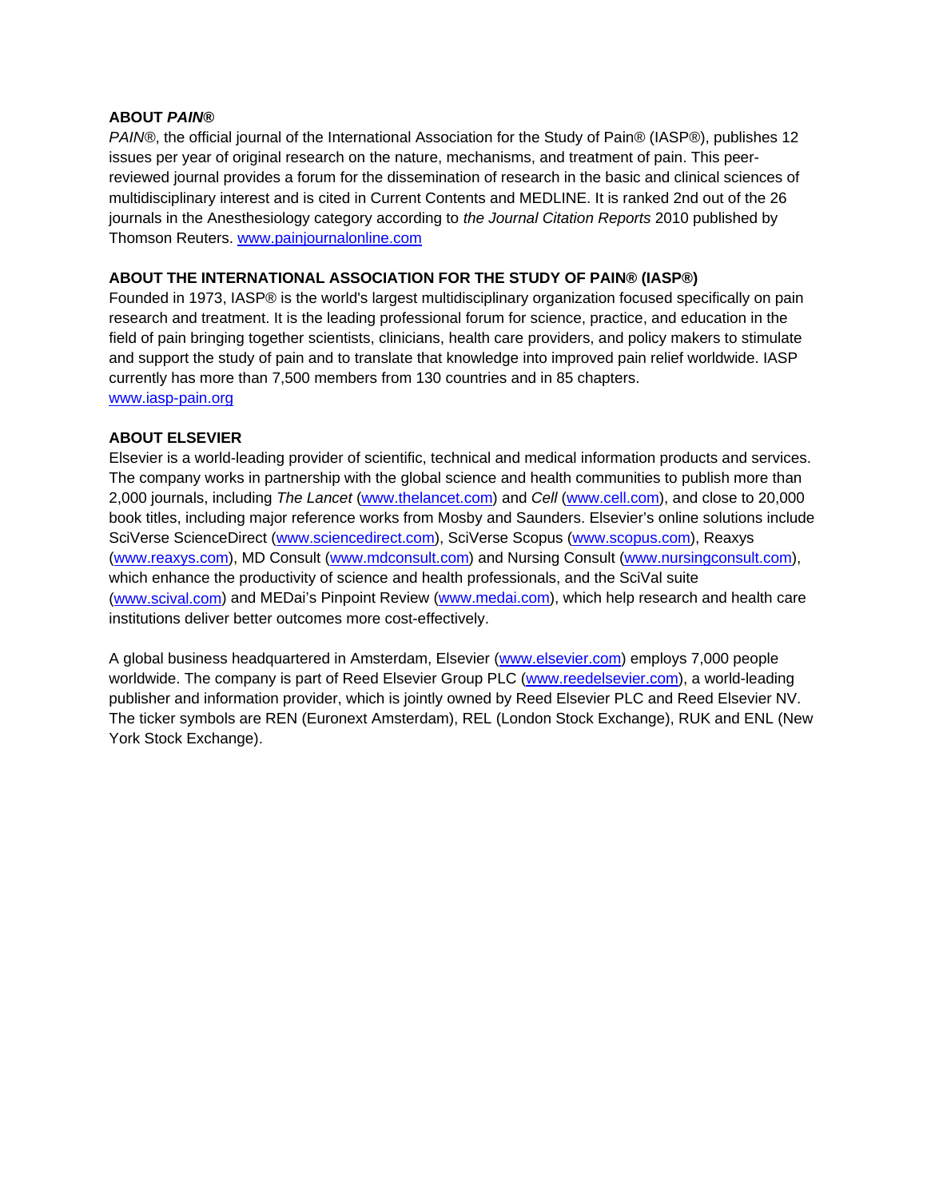**ABOUT *PAIN®***

*PAIN®*, the official journal of the International Association for the Study of Pain® (IASP®), publishes 12 issues per year of original research on the nature, mechanisms, and treatment of pain. This peer-reviewed journal provides a forum for the dissemination of research in the basic and clinical sciences of multidisciplinary interest and is cited in Current Contents and MEDLINE. It is ranked 2nd out of the 26 journals in the Anesthesiology category according to *the Journal Citation Reports* 2010 published by Thomson Reuters. www.painjournalonline.com

**ABOUT THE INTERNATIONAL ASSOCIATION FOR THE STUDY OF PAIN® (IASP®)**

Founded in 1973, IASP® is the world's largest multidisciplinary organization focused specifically on pain research and treatment. It is the leading professional forum for science, practice, and education in the field of pain bringing together scientists, clinicians, health care providers, and policy makers to stimulate and support the study of pain and to translate that knowledge into improved pain relief worldwide. IASP currently has more than 7,500 members from 130 countries and in 85 chapters.
www.iasp-pain.org

**ABOUT ELSEVIER**

Elsevier is a world-leading provider of scientific, technical and medical information products and services. The company works in partnership with the global science and health communities to publish more than 2,000 journals, including *The Lancet* (www.thelancet.com) and *Cell* (www.cell.com), and close to 20,000 book titles, including major reference works from Mosby and Saunders. Elsevier's online solutions include SciVerse ScienceDirect (www.sciencedirect.com), SciVerse Scopus (www.scopus.com), Reaxys (www.reaxys.com), MD Consult (www.mdconsult.com) and Nursing Consult (www.nursingconsult.com), which enhance the productivity of science and health professionals, and the SciVal suite (www.scival.com) and MEDai's Pinpoint Review (www.medai.com), which help research and health care institutions deliver better outcomes more cost-effectively.

A global business headquartered in Amsterdam, Elsevier (www.elsevier.com) employs 7,000 people worldwide. The company is part of Reed Elsevier Group PLC (www.reedelsevier.com), a world-leading publisher and information provider, which is jointly owned by Reed Elsevier PLC and Reed Elsevier NV. The ticker symbols are REN (Euronext Amsterdam), REL (London Stock Exchange), RUK and ENL (New York Stock Exchange).